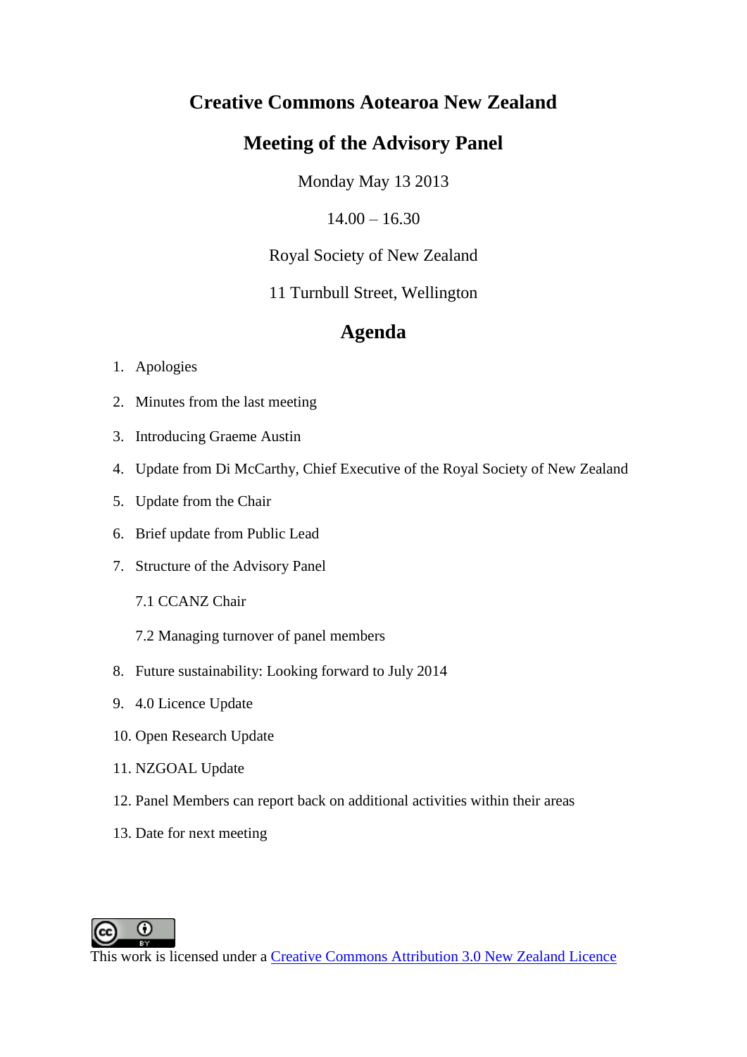# Creative Commons Aotearoa New Zealand

## Meeting of the Advisory Panel

Monday May 13 2013

14.00 – 16.30

Royal Society of New Zealand

11 Turnbull Street, Wellington

## Agenda

1. Apologies
2. Minutes from the last meeting
3. Introducing Graeme Austin
4. Update from Di McCarthy, Chief Executive of the Royal Society of New Zealand
5. Update from the Chair
6. Brief update from Public Lead
7. Structure of the Advisory Panel

   7.1 CCANZ Chair

   7.2 Managing turnover of panel members
8. Future sustainability: Looking forward to July 2014
9. 4.0 Licence Update
10. Open Research Update
11. NZGOAL Update
12. Panel Members can report back on additional activities within their areas
13. Date for next meeting

This work is licensed under a Creative Commons Attribution 3.0 New Zealand Licence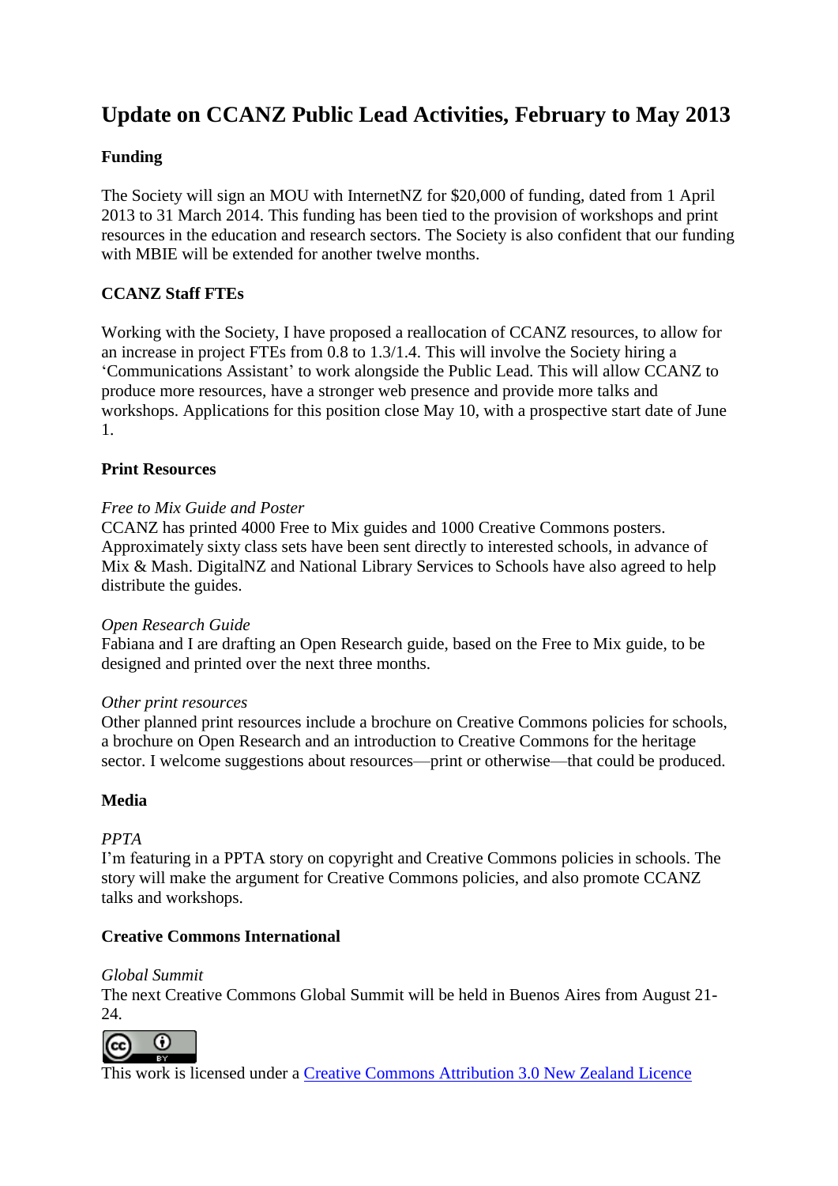# Update on CCANZ Public Lead Activities, February to May 2013

**Funding**

The Society will sign an MOU with InternetNZ for $20,000 of funding, dated from 1 April 2013 to 31 March 2014. This funding has been tied to the provision of workshops and print resources in the education and research sectors. The Society is also confident that our funding with MBIE will be extended for another twelve months.

**CCANZ Staff FTEs**

Working with the Society, I have proposed a reallocation of CCANZ resources, to allow for an increase in project FTEs from 0.8 to 1.3/1.4. This will involve the Society hiring a 'Communications Assistant' to work alongside the Public Lead. This will allow CCANZ to produce more resources, have a stronger web presence and provide more talks and workshops. Applications for this position close May 10, with a prospective start date of June 1.

**Print Resources**

*Free to Mix Guide and Poster*
CCANZ has printed 4000 Free to Mix guides and 1000 Creative Commons posters. Approximately sixty class sets have been sent directly to interested schools, in advance of Mix & Mash. DigitalNZ and National Library Services to Schools have also agreed to help distribute the guides.

*Open Research Guide*
Fabiana and I are drafting an Open Research guide, based on the Free to Mix guide, to be designed and printed over the next three months.

*Other print resources*
Other planned print resources include a brochure on Creative Commons policies for schools, a brochure on Open Research and an introduction to Creative Commons for the heritage sector. I welcome suggestions about resources—print or otherwise—that could be produced.

**Media**

*PPTA*
I'm featuring in a PPTA story on copyright and Creative Commons policies in schools. The story will make the argument for Creative Commons policies, and also promote CCANZ talks and workshops.

**Creative Commons International**

*Global Summit*
The next Creative Commons Global Summit will be held in Buenos Aires from August 21-24.

This work is licensed under a Creative Commons Attribution 3.0 New Zealand Licence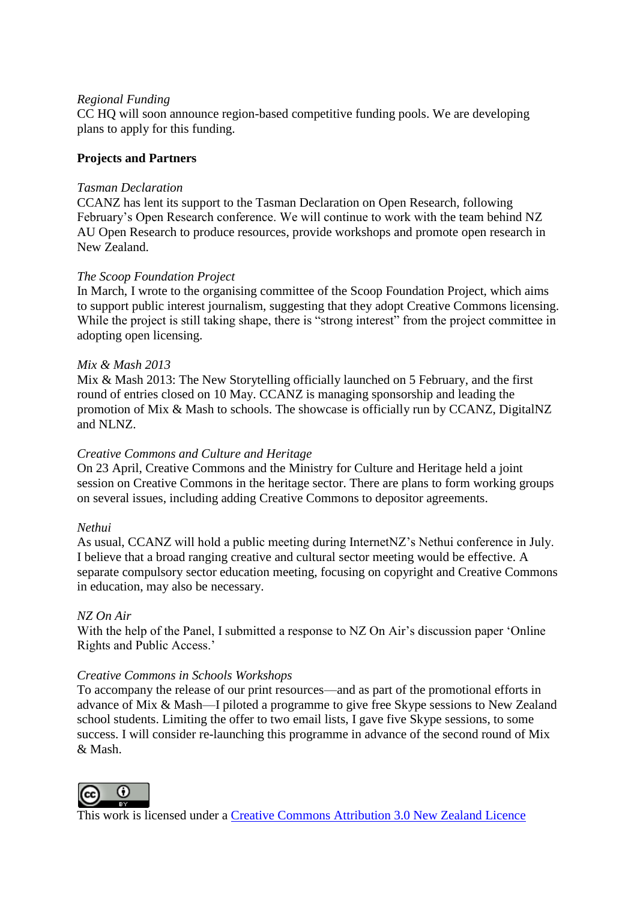*Regional Funding*
CC HQ will soon announce region-based competitive funding pools. We are developing plans to apply for this funding.

**Projects and Partners**

*Tasman Declaration*
CCANZ has lent its support to the Tasman Declaration on Open Research, following February's Open Research conference. We will continue to work with the team behind NZ AU Open Research to produce resources, provide workshops and promote open research in New Zealand.

*The Scoop Foundation Project*
In March, I wrote to the organising committee of the Scoop Foundation Project, which aims to support public interest journalism, suggesting that they adopt Creative Commons licensing. While the project is still taking shape, there is "strong interest" from the project committee in adopting open licensing.

*Mix & Mash 2013*
Mix & Mash 2013: The New Storytelling officially launched on 5 February, and the first round of entries closed on 10 May. CCANZ is managing sponsorship and leading the promotion of Mix & Mash to schools. The showcase is officially run by CCANZ, DigitalNZ and NLNZ.

*Creative Commons and Culture and Heritage*
On 23 April, Creative Commons and the Ministry for Culture and Heritage held a joint session on Creative Commons in the heritage sector. There are plans to form working groups on several issues, including adding Creative Commons to depositor agreements.

*Nethui*
As usual, CCANZ will hold a public meeting during InternetNZ's Nethui conference in July. I believe that a broad ranging creative and cultural sector meeting would be effective. A separate compulsory sector education meeting, focusing on copyright and Creative Commons in education, may also be necessary.

*NZ On Air*
With the help of the Panel, I submitted a response to NZ On Air's discussion paper 'Online Rights and Public Access.'

*Creative Commons in Schools Workshops*
To accompany the release of our print resources—and as part of the promotional efforts in advance of Mix & Mash—I piloted a programme to give free Skype sessions to New Zealand school students. Limiting the offer to two email lists, I gave five Skype sessions, to some success. I will consider re-launching this programme in advance of the second round of Mix & Mash.

This work is licensed under a Creative Commons Attribution 3.0 New Zealand Licence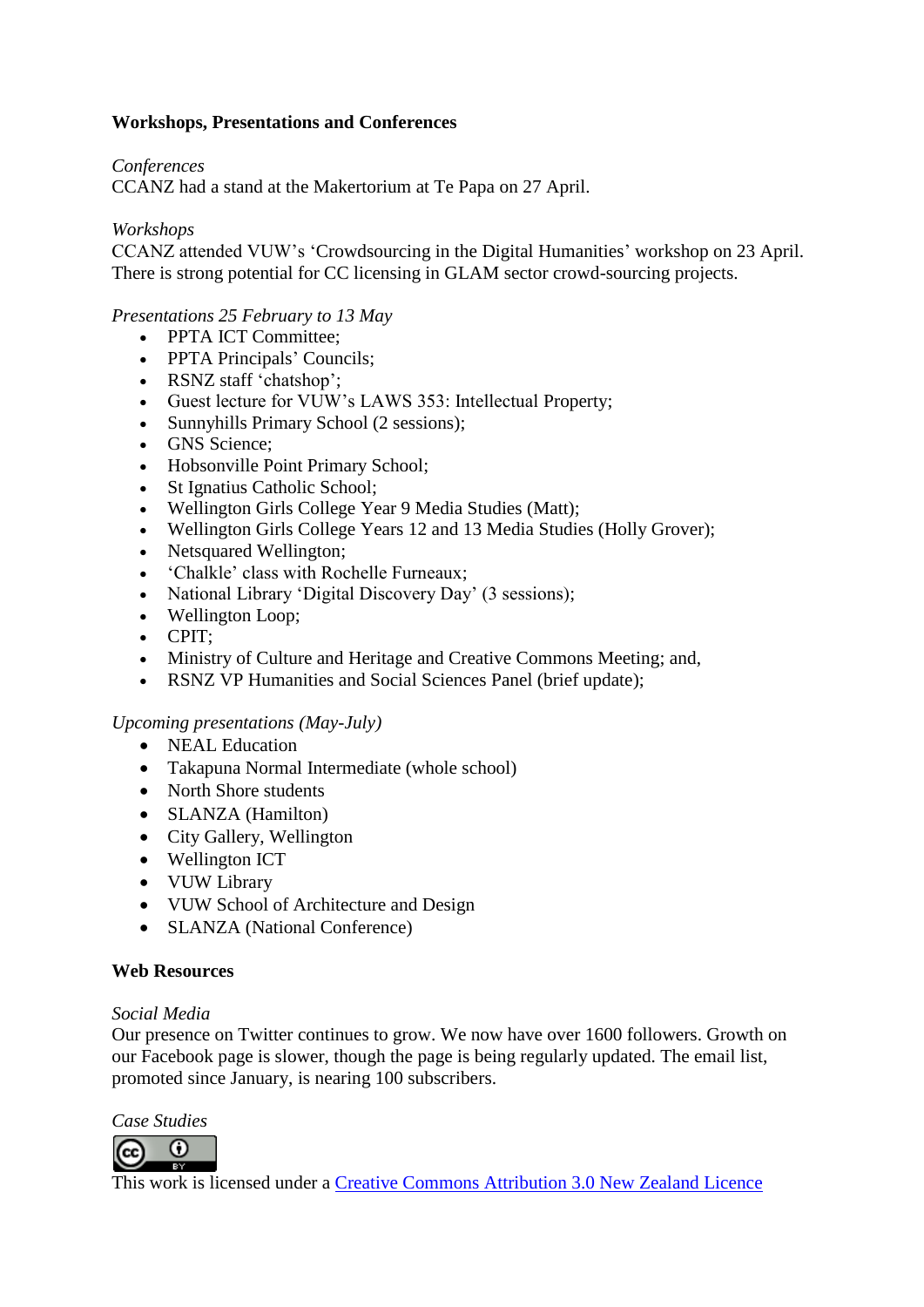**Workshops, Presentations and Conferences**

*Conferences*
CCANZ had a stand at the Makertorium at Te Papa on 27 April.

*Workshops*
CCANZ attended VUW's 'Crowdsourcing in the Digital Humanities' workshop on 23 April. There is strong potential for CC licensing in GLAM sector crowd-sourcing projects.

*Presentations 25 February to 13 May*

- PPTA ICT Committee;
- PPTA Principals' Councils;
- RSNZ staff 'chatshop';
- Guest lecture for VUW's LAWS 353: Intellectual Property;
- Sunnyhills Primary School (2 sessions);
- GNS Science;
- Hobsonville Point Primary School;
- St Ignatius Catholic School;
- Wellington Girls College Year 9 Media Studies (Matt);
- Wellington Girls College Years 12 and 13 Media Studies (Holly Grover);
- Netsquared Wellington;
- 'Chalkle' class with Rochelle Furneaux;
- National Library 'Digital Discovery Day' (3 sessions);
- Wellington Loop;
- CPIT;
- Ministry of Culture and Heritage and Creative Commons Meeting; and,
- RSNZ VP Humanities and Social Sciences Panel (brief update);

*Upcoming presentations (May-July)*

- NEAL Education
- Takapuna Normal Intermediate (whole school)
- North Shore students
- SLANZA (Hamilton)
- City Gallery, Wellington
- Wellington ICT
- VUW Library
- VUW School of Architecture and Design
- SLANZA (National Conference)

**Web Resources**

*Social Media*
Our presence on Twitter continues to grow. We now have over 1600 followers. Growth on our Facebook page is slower, though the page is being regularly updated. The email list, promoted since January, is nearing 100 subscribers.

*Case Studies*

This work is licensed under a Creative Commons Attribution 3.0 New Zealand Licence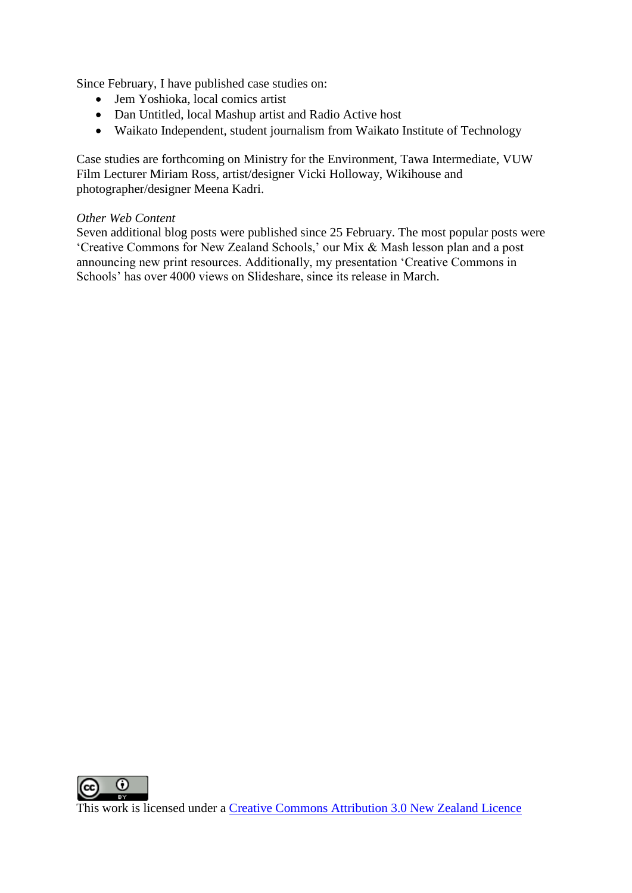Since February, I have published case studies on:

- Jem Yoshioka, local comics artist
- Dan Untitled, local Mashup artist and Radio Active host
- Waikato Independent, student journalism from Waikato Institute of Technology

Case studies are forthcoming on Ministry for the Environment, Tawa Intermediate, VUW Film Lecturer Miriam Ross, artist/designer Vicki Holloway, Wikihouse and photographer/designer Meena Kadri.

*Other Web Content*

Seven additional blog posts were published since 25 February. The most popular posts were 'Creative Commons for New Zealand Schools,' our Mix & Mash lesson plan and a post announcing new print resources. Additionally, my presentation 'Creative Commons in Schools' has over 4000 views on Slideshare, since its release in March.

This work is licensed under a [Creative Commons Attribution 3.0 New Zealand Licence]